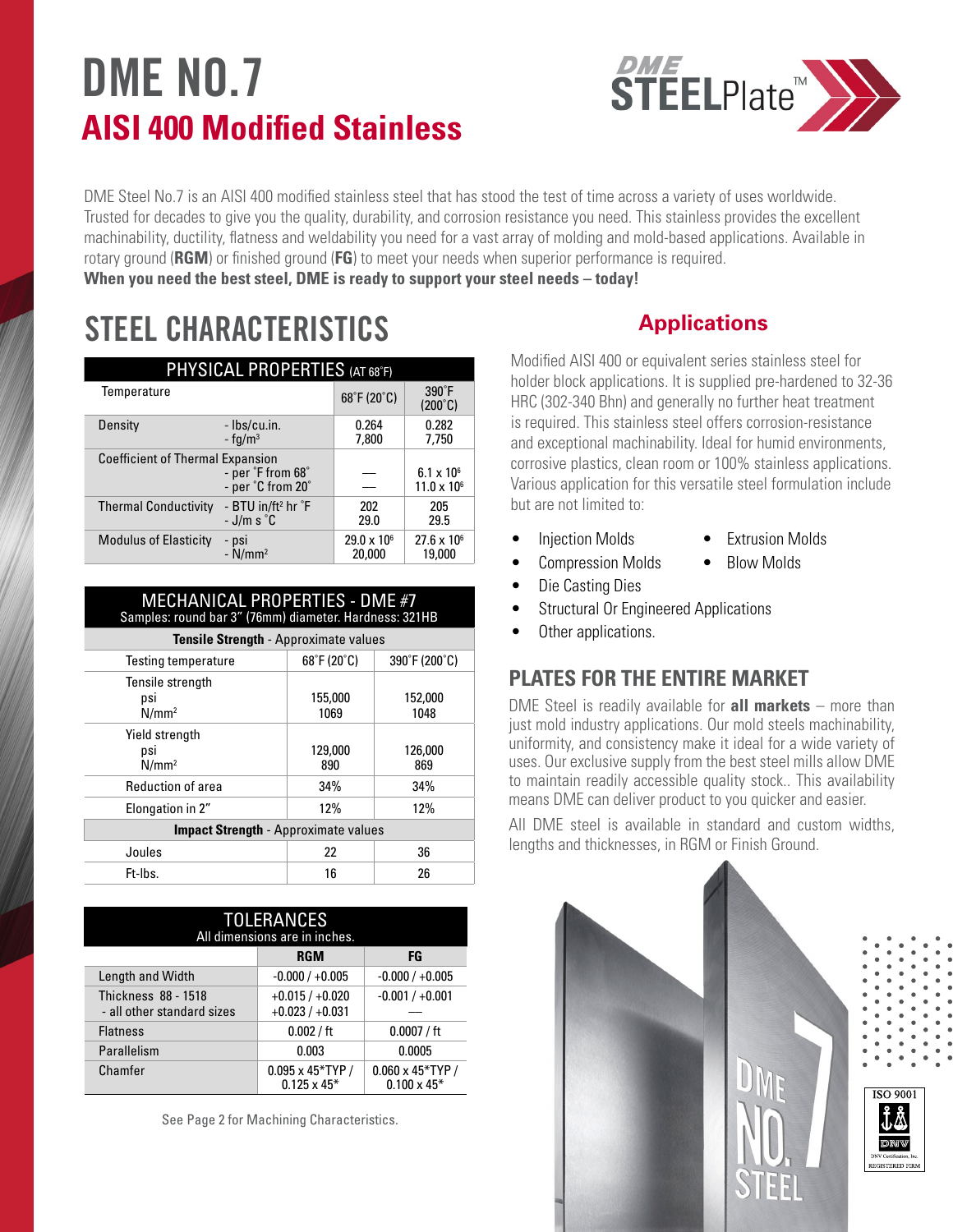# DME NO.7

## AISI 400 Modified Stainless

DME Steel No.7 is an AISI 400 modified stainless steel that has stood the test of time across a variety of uses worldwide. Trusted for decades to give you the quality, durability, and corrosion resistance you need. This stainless provides the excellent machinability, ductility, flatness and weldability you need for a vast array of molding and mold-based applications. Available in rotary ground (**RGM**) or finished ground (**FG**) to meet your needs when superior performance is required.
**When you need the best steel, DME is ready to support your steel needs – today!**

# STEEL CHARACTERISTICS

| PHYSICAL PROPERTIES (AT 68˚F) | | | |
|---|---|---|---|
| Temperature | | 68˚F (20˚C) | 390˚F (200˚C) |
| Density | - lbs/cu.in.<br>- fg/m³ | 0.264<br>7,800 | 0.282<br>7,750 |
| Coefficient of Thermal Expansion | - per ˚F from 68˚<br>- per ˚C from 20˚ | —<br>— | $6.1 \times 10^6$<br>$11.0 \times 10^6$ |
| Thermal Conductivity | - BTU in/ft² hr ˚F<br>- J/m s ˚C | 202<br>29.0 | 205<br>29.5 |
| Modulus of Elasticity | - psi<br>- N/mm² | $29.0 \times 10^6$<br>20,000 | $27.6 \times 10^6$<br>19,000 |

| MECHANICAL PROPERTIES - DME #7<br>Samples: round bar 3" (76mm) diameter. Hardness: 321HB | | |
|---|---|---|
| **Tensile Strength** - Approximate values | | |
| Testing temperature | 68˚F (20˚C) | 390˚F (200˚C) |
| Tensile strength<br>psi<br>N/mm² | <br>155,000<br>1069 | <br>152,000<br>1048 |
| Yield strength<br>psi<br>N/mm² | <br>129,000<br>890 | <br>126,000<br>869 |
| Reduction of area | 34% | 34% |
| Elongation in 2" | 12% | 12% |
| **Impact Strength** - Approximate values | | |
| Joules | 22 | 36 |
| Ft-lbs. | 16 | 26 |

| TOLERANCES<br>All dimensions are in inches. | | |
|---|---|---|
| | **RGM** | **FG** |
| Length and Width | -0.000 / +0.005 | -0.000 / +0.005 |
| Thickness 88 - 1518<br>- all other standard sizes | +0.015 / +0.020<br>+0.023 / +0.031 | -0.001 / +0.001<br>— |
| Flatness | 0.002 / ft | 0.0007 / ft |
| Parallelism | 0.003 | 0.0005 |
| Chamfer | 0.095 x 45*TYP /<br>0.125 x 45* | 0.060 x 45*TYP /<br>0.100 x 45* |

See Page 2 for Machining Characteristics.

## Applications

Modified AISI 400 or equivalent series stainless steel for holder block applications. It is supplied pre-hardened to 32-36 HRC (302-340 Bhn) and generally no further heat treatment is required. This stainless steel offers corrosion-resistance and exceptional machinability. Ideal for humid environments, corrosive plastics, clean room or 100% stainless applications. Various application for this versatile steel formulation include but are not limited to:

- Injection Molds
- Compression Molds
- Die Casting Dies
- Structural Or Engineered Applications
- Other applications.
- Extrusion Molds
- Blow Molds

## PLATES FOR THE ENTIRE MARKET

DME Steel is readily available for **all markets** – more than just mold industry applications. Our mold steels machinability, uniformity, and consistency make it ideal for a wide variety of uses. Our exclusive supply from the best steel mills allow DME to maintain readily accessible quality stock.. This availability means DME can deliver product to you quicker and easier.

All DME steel is available in standard and custom widths, lengths and thicknesses, in RGM or Finish Ground.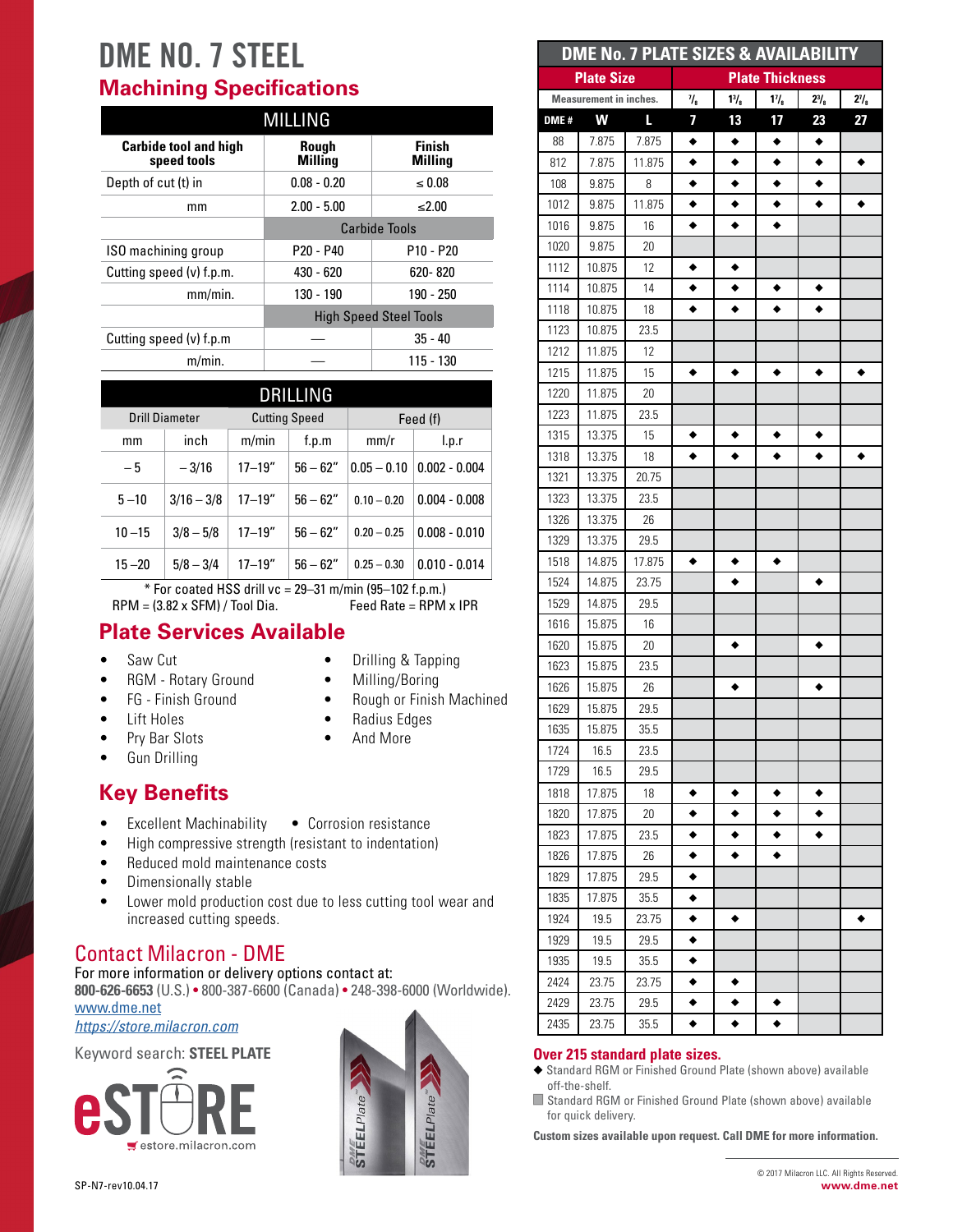# DME NO. 7 STEEL

## Machining Specifications

| MILLING | | |
|---|---|---|
| **Carbide tool and high speed tools** | **Rough Milling** | **Finish Milling** |
| Depth of cut (t) in | 0.08 - 0.20 | ≤ 0.08 |
| mm | 2.00 - 5.00 | ≤2.00 |
| | Carbide Tools | |
| ISO machining group | P20 - P40 | P10 - P20 |
| Cutting speed (v) f.p.m. | 430 - 620 | 620- 820 |
| mm/min. | 130 - 190 | 190 - 250 |
| | High Speed Steel Tools | |
| Cutting speed (v) f.p.m | — | 35 - 40 |
| m/min. | — | 115 - 130 |

| DRILLING | | | | | |
|---|---|---|---|---|---|
| Drill Diameter | | Cutting Speed | | Feed (f) | |
| mm | inch | m/min | f.p.m | mm/r | I.p.r |
| – 5 | – 3/16 | 17–19" | 56 – 62" | 0.05 – 0.10 | 0.002 - 0.004 |
| 5 –10 | 3/16 – 3/8 | 17–19" | 56 – 62" | 0.10 – 0.20 | 0.004 - 0.008 |
| 10 –15 | 3/8 – 5/8 | 17–19" | 56 – 62" | 0.20 – 0.25 | 0.008 - 0.010 |
| 15 –20 | 5/8 – 3/4 | 17–19" | 56 – 62" | 0.25 – 0.30 | 0.010 - 0.014 |

* For coated HSS drill vc = 29–31 m/min (95–102 f.p.m.)
RPM = (3.82 x SFM) / Tool Dia. Feed Rate = RPM x IPR

## Plate Services Available

- Saw Cut
- RGM - Rotary Ground
- FG - Finish Ground
- Lift Holes
- Pry Bar Slots
- Gun Drilling
- Drilling & Tapping
- Milling/Boring
- Rough or Finish Machined
- Radius Edges
- And More

## Key Benefits

- Excellent Machinability
- Corrosion resistance
- High compressive strength (resistant to indentation)
- Reduced mold maintenance costs
- Dimensionally stable
- Lower mold production cost due to less cutting tool wear and increased cutting speeds.

## Contact Milacron - DME

For more information or delivery options contact at:
**800-626-6653** (U.S.) • 800-387-6600 (Canada) • 248-398-6000 (Worldwide).
www.dme.net
https://store.milacron.com

Keyword search: **STEEL PLATE**

eSTORE
estore.milacron.com

SP-N7-rev10.04.17

## DME No. 7 PLATE SIZES & AVAILABILITY

| Plate Size | | | Plate Thickness | | | | |
|---|---|---|---|---|---|---|---|
| Measurement in inches. | | | 7/8 | 1 3/8 | 1 7/8 | 2 3/8 | 2 7/8 |
| DME # | W | L | 7 | 13 | 17 | 23 | 27 |
| 88 | 7.875 | 7.875 | ◆ | ◆ | ◆ | ◆ | |
| 812 | 7.875 | 11.875 | ◆ | ◆ | ◆ | ◆ | ◆ |
| 108 | 9.875 | 8 | ◆ | ◆ | ◆ | ◆ | |
| 1012 | 9.875 | 11.875 | ◆ | ◆ | ◆ | ◆ | ◆ |
| 1016 | 9.875 | 16 | ◆ | ◆ | ◆ | | |
| 1020 | 9.875 | 20 | | | | | |
| 1112 | 10.875 | 12 | ◆ | ◆ | | | |
| 1114 | 10.875 | 14 | ◆ | ◆ | ◆ | ◆ | |
| 1118 | 10.875 | 18 | ◆ | ◆ | ◆ | ◆ | |
| 1123 | 10.875 | 23.5 | | | | | |
| 1212 | 11.875 | 12 | | | | | |
| 1215 | 11.875 | 15 | ◆ | ◆ | ◆ | ◆ | ◆ |
| 1220 | 11.875 | 20 | | | | | |
| 1223 | 11.875 | 23.5 | | | | | |
| 1315 | 13.375 | 15 | ◆ | ◆ | ◆ | ◆ | |
| 1318 | 13.375 | 18 | ◆ | ◆ | ◆ | ◆ | ◆ |
| 1321 | 13.375 | 20.75 | | | | | |
| 1323 | 13.375 | 23.5 | | | | | |
| 1326 | 13.375 | 26 | | | | | |
| 1329 | 13.375 | 29.5 | | | | | |
| 1518 | 14.875 | 17.875 | ◆ | ◆ | ◆ | | |
| 1524 | 14.875 | 23.75 | | ◆ | | ◆ | |
| 1529 | 14.875 | 29.5 | | | | | |
| 1616 | 15.875 | 16 | | | | | |
| 1620 | 15.875 | 20 | | ◆ | | ◆ | |
| 1623 | 15.875 | 23.5 | | | | | |
| 1626 | 15.875 | 26 | | ◆ | | ◆ | |
| 1629 | 15.875 | 29.5 | | | | | |
| 1635 | 15.875 | 35.5 | | | | | |
| 1724 | 16.5 | 23.5 | | | | | |
| 1729 | 16.5 | 29.5 | | | | | |
| 1818 | 17.875 | 18 | ◆ | ◆ | ◆ | ◆ | |
| 1820 | 17.875 | 20 | ◆ | ◆ | ◆ | ◆ | |
| 1823 | 17.875 | 23.5 | ◆ | ◆ | ◆ | ◆ | |
| 1826 | 17.875 | 26 | ◆ | ◆ | ◆ | | |
| 1829 | 17.875 | 29.5 | ◆ | | | | |
| 1835 | 17.875 | 35.5 | ◆ | | | | |
| 1924 | 19.5 | 23.75 | ◆ | ◆ | | | ◆ |
| 1929 | 19.5 | 29.5 | ◆ | | | | |
| 1935 | 19.5 | 35.5 | ◆ | | | | |
| 2424 | 23.75 | 23.75 | ◆ | ◆ | | | |
| 2429 | 23.75 | 29.5 | ◆ | ◆ | ◆ | | |
| 2435 | 23.75 | 35.5 | ◆ | ◆ | ◆ | | |

**Over 215 standard plate sizes.**

◆ Standard RGM or Finished Ground Plate (shown above) available off-the-shelf.

■ Standard RGM or Finished Ground Plate (shown above) available for quick delivery.

**Custom sizes available upon request. Call DME for more information.**

© 2017 Milacron LLC. All Rights Reserved.
**www.dme.net**